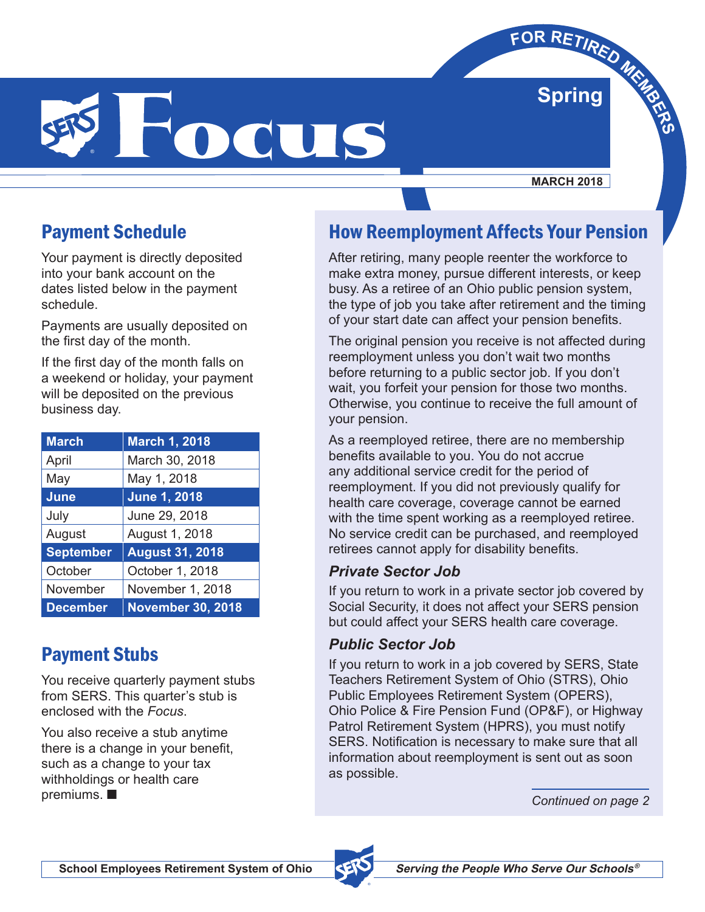# Focus

FOR RETIRED MEMBERS

Spring

MARCH 2018

## Payment Schedule

Your payment is directly deposited into your bank account on the dates listed below in the payment schedule.

Payments are usually deposited on the first day of the month.

If the first day of the month falls on a weekend or holiday, your payment will be deposited on the previous business day.

| March | March 1, 2018 |
| --- | --- |
| April | March 30, 2018 |
| May | May 1, 2018 |
| June | June 1, 2018 |
| July | June 29, 2018 |
| August | August 1, 2018 |
| September | August 31, 2018 |
| October | October 1, 2018 |
| November | November 1, 2018 |
| December | November 30, 2018 |

## Payment Stubs

You receive quarterly payment stubs from SERS. This quarter's stub is enclosed with the *Focus*.

You also receive a stub anytime there is a change in your benefit, such as a change to your tax withholdings or health care premiums. ■

## How Reemployment Affects Your Pension

After retiring, many people reenter the workforce to make extra money, pursue different interests, or keep busy. As a retiree of an Ohio public pension system, the type of job you take after retirement and the timing of your start date can affect your pension benefits.

The original pension you receive is not affected during reemployment unless you don't wait two months before returning to a public sector job. If you don't wait, you forfeit your pension for those two months. Otherwise, you continue to receive the full amount of your pension.

As a reemployed retiree, there are no membership benefits available to you. You do not accrue any additional service credit for the period of reemployment. If you did not previously qualify for health care coverage, coverage cannot be earned with the time spent working as a reemployed retiree. No service credit can be purchased, and reemployed retirees cannot apply for disability benefits.

### *Private Sector Job*

If you return to work in a private sector job covered by Social Security, it does not affect your SERS pension but could affect your SERS health care coverage.

### *Public Sector Job*

If you return to work in a job covered by SERS, State Teachers Retirement System of Ohio (STRS), Ohio Public Employees Retirement System (OPERS), Ohio Police & Fire Pension Fund (OP&F), or Highway Patrol Retirement System (HPRS), you must notify SERS. Notification is necessary to make sure that all information about reemployment is sent out as soon as possible.

*Continued on page 2*

**School Employees Retirement System of Ohio** — ***Serving the People Who Serve Our Schools®***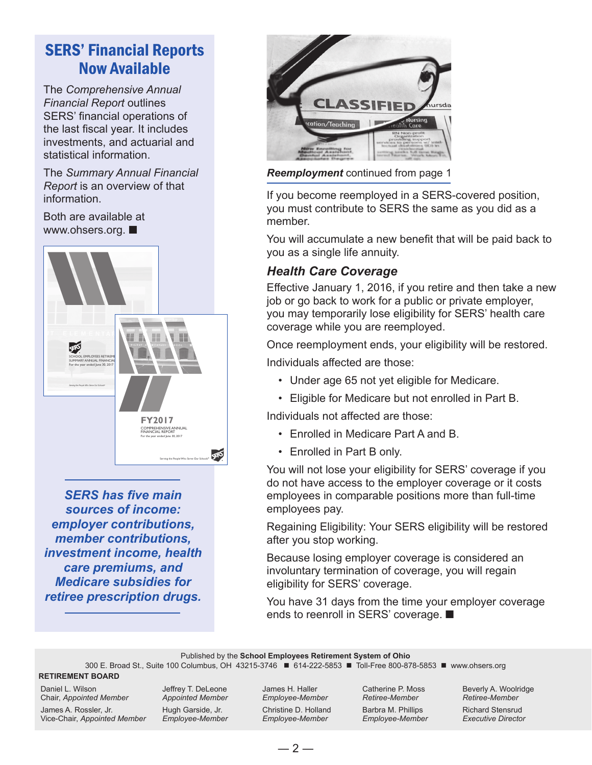## SERS' Financial Reports Now Available

The *Comprehensive Annual Financial Report* outlines SERS' financial operations of the last fiscal year. It includes investments, and actuarial and statistical information.

The *Summary Annual Financial Report* is an overview of that information.

Both are available at www.ohsers.org. ■

***SERS has five main sources of income: employer contributions, member contributions, investment income, health care premiums, and Medicare subsidies for retiree prescription drugs.***

***Reemployment*** continued from page 1

If you become reemployed in a SERS-covered position, you must contribute to SERS the same as you did as a member.

You will accumulate a new benefit that will be paid back to you as a single life annuity.

### *Health Care Coverage*

Effective January 1, 2016, if you retire and then take a new job or go back to work for a public or private employer, you may temporarily lose eligibility for SERS' health care coverage while you are reemployed.

Once reemployment ends, your eligibility will be restored.

Individuals affected are those:

- Under age 65 not yet eligible for Medicare.
- Eligible for Medicare but not enrolled in Part B.

Individuals not affected are those:

- Enrolled in Medicare Part A and B.
- Enrolled in Part B only.

You will not lose your eligibility for SERS' coverage if you do not have access to the employer coverage or it costs employees in comparable positions more than full-time employees pay.

Regaining Eligibility: Your SERS eligibility will be restored after you stop working.

Because losing employer coverage is considered an involuntary termination of coverage, you will regain eligibility for SERS' coverage.

You have 31 days from the time your employer coverage ends to reenroll in SERS' coverage. ■

Published by the **School Employees Retirement System of Ohio**

300 E. Broad St., Suite 100 Columbus, OH 43215-3746 ■ 614-222-5853 ■ Toll-Free 800-878-5853 ■ www.ohsers.org

**RETIREMENT BOARD**

Daniel L. Wilson
Chair, *Appointed Member*

James A. Rossler, Jr.
Vice-Chair, *Appointed Member*

Jeffrey T. DeLeone
*Appointed Member*

Hugh Garside, Jr.
*Employee-Member*

James H. Haller
*Employee-Member*

Christine D. Holland
*Employee-Member*

Catherine P. Moss
*Retiree-Member*

Barbra M. Phillips
*Employee-Member*

Beverly A. Woolridge
*Retiree-Member*

Richard Stensrud
*Executive Director*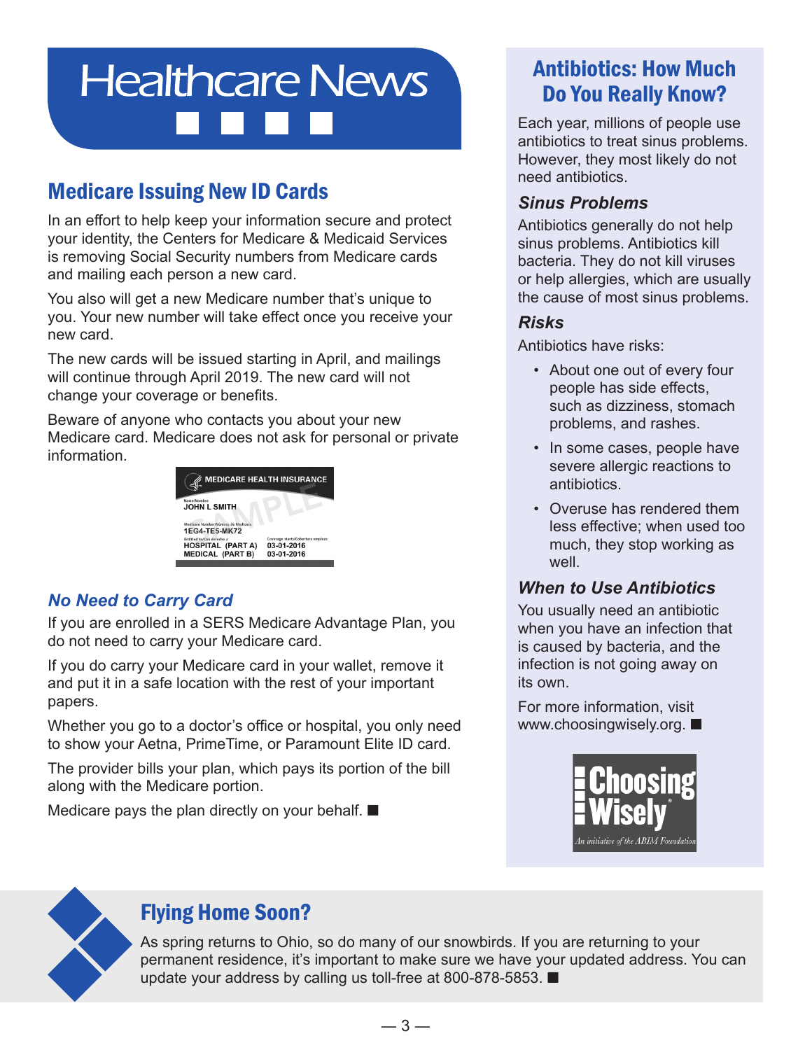# Healthcare News

## Medicare Issuing New ID Cards

In an effort to help keep your information secure and protect your identity, the Centers for Medicare & Medicaid Services is removing Social Security numbers from Medicare cards and mailing each person a new card.

You also will get a new Medicare number that's unique to you. Your new number will take effect once you receive your new card.

The new cards will be issued starting in April, and mailings will continue through April 2019. The new card will not change your coverage or benefits.

Beware of anyone who contacts you about your new Medicare card. Medicare does not ask for personal or private information.

MEDICARE HEALTH INSURANCE

Name/Nombre
JOHN L SMITH

Medicare Number/Número de Medicare
1EG4-TE5-MK72

Entitled to/Con derecho a — Coverage starts/Cobertura empieza
HOSPITAL (PART A) 03-01-2016
MEDICAL (PART B) 03-01-2016

SAMPLE

### *No Need to Carry Card*

If you are enrolled in a SERS Medicare Advantage Plan, you do not need to carry your Medicare card.

If you do carry your Medicare card in your wallet, remove it and put it in a safe location with the rest of your important papers.

Whether you go to a doctor's office or hospital, you only need to show your Aetna, PrimeTime, or Paramount Elite ID card.

The provider bills your plan, which pays its portion of the bill along with the Medicare portion.

Medicare pays the plan directly on your behalf. ■

## Antibiotics: How Much Do You Really Know?

Each year, millions of people use antibiotics to treat sinus problems. However, they most likely do not need antibiotics.

### *Sinus Problems*

Antibiotics generally do not help sinus problems. Antibiotics kill bacteria. They do not kill viruses or help allergies, which are usually the cause of most sinus problems.

### *Risks*

Antibiotics have risks:

- About one out of every four people has side effects, such as dizziness, stomach problems, and rashes.
- In some cases, people have severe allergic reactions to antibiotics.
- Overuse has rendered them less effective; when used too much, they stop working as well.

### *When to Use Antibiotics*

You usually need an antibiotic when you have an infection that is caused by bacteria, and the infection is not going away on its own.

For more information, visit www.choosingwisely.org. ■

Choosing Wisely®
An initiative of the ABIM Foundation

## Flying Home Soon?

As spring returns to Ohio, so do many of our snowbirds. If you are returning to your permanent residence, it's important to make sure we have your updated address. You can update your address by calling us toll-free at 800-878-5853. ■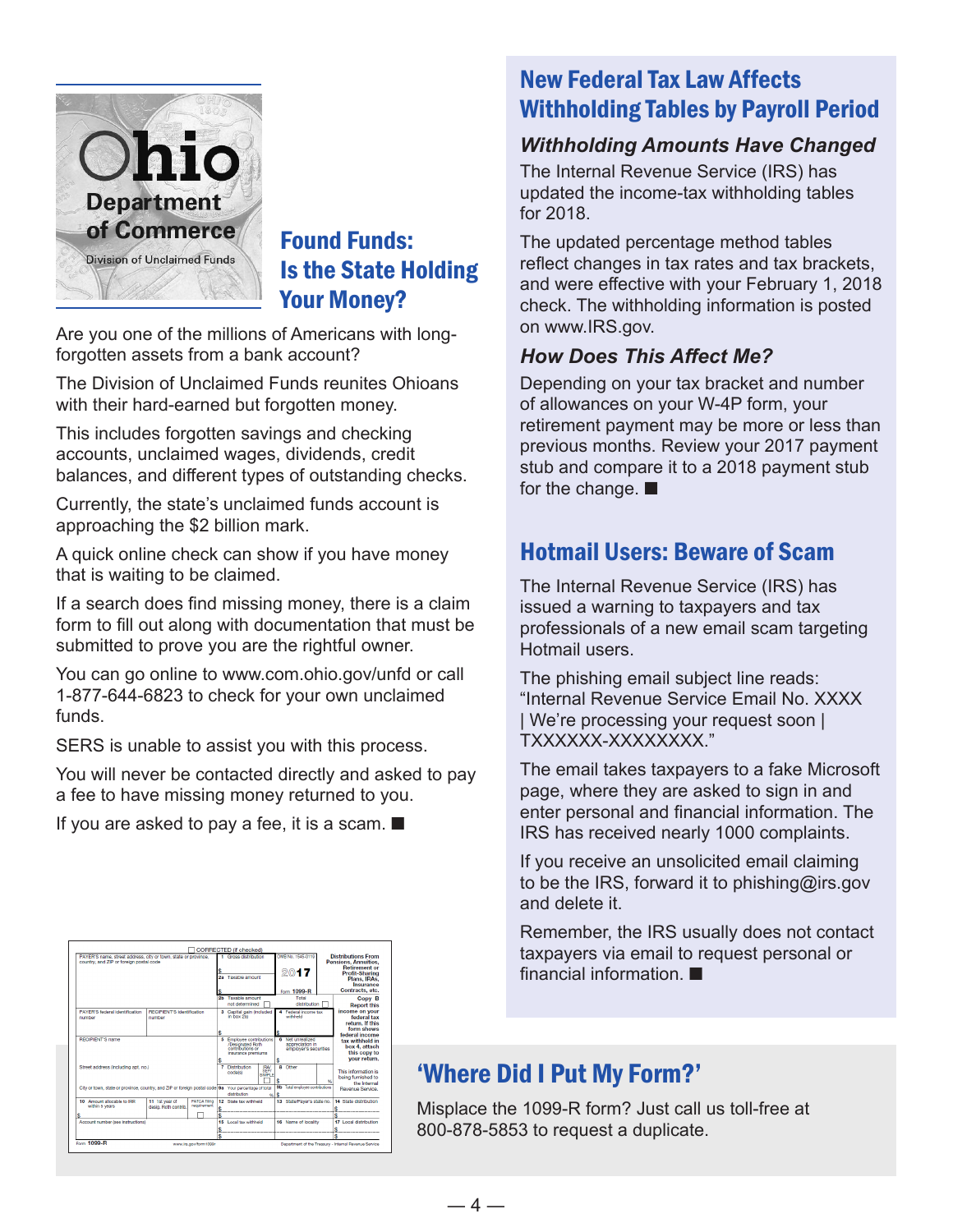## Found Funds: Is the State Holding Your Money?

Are you one of the millions of Americans with long-forgotten assets from a bank account?

The Division of Unclaimed Funds reunites Ohioans with their hard-earned but forgotten money.

This includes forgotten savings and checking accounts, unclaimed wages, dividends, credit balances, and different types of outstanding checks.

Currently, the state's unclaimed funds account is approaching the $2 billion mark.

A quick online check can show if you have money that is waiting to be claimed.

If a search does find missing money, there is a claim form to fill out along with documentation that must be submitted to prove you are the rightful owner.

You can go online to www.com.ohio.gov/unfd or call 1-877-644-6823 to check for your own unclaimed funds.

SERS is unable to assist you with this process.

You will never be contacted directly and asked to pay a fee to have missing money returned to you.

If you are asked to pay a fee, it is a scam. ■

## New Federal Tax Law Affects Withholding Tables by Payroll Period

### *Withholding Amounts Have Changed*

The Internal Revenue Service (IRS) has updated the income-tax withholding tables for 2018.

The updated percentage method tables reflect changes in tax rates and tax brackets, and were effective with your February 1, 2018 check. The withholding information is posted on www.IRS.gov.

### *How Does This Affect Me?*

Depending on your tax bracket and number of allowances on your W-4P form, your retirement payment may be more or less than previous months. Review your 2017 payment stub and compare it to a 2018 payment stub for the change. ■

## Hotmail Users: Beware of Scam

The Internal Revenue Service (IRS) has issued a warning to taxpayers and tax professionals of a new email scam targeting Hotmail users.

The phishing email subject line reads: "Internal Revenue Service Email No. XXXX | We're processing your request soon | TXXXXXX-XXXXXXXX."

The email takes taxpayers to a fake Microsoft page, where they are asked to sign in and enter personal and financial information. The IRS has received nearly 1000 complaints.

If you receive an unsolicited email claiming to be the IRS, forward it to phishing@irs.gov and delete it.

Remember, the IRS usually does not contact taxpayers via email to request personal or financial information. ■

## 'Where Did I Put My Form?'

Misplace the 1099-R form? Just call us toll-free at 800-878-5853 to request a duplicate.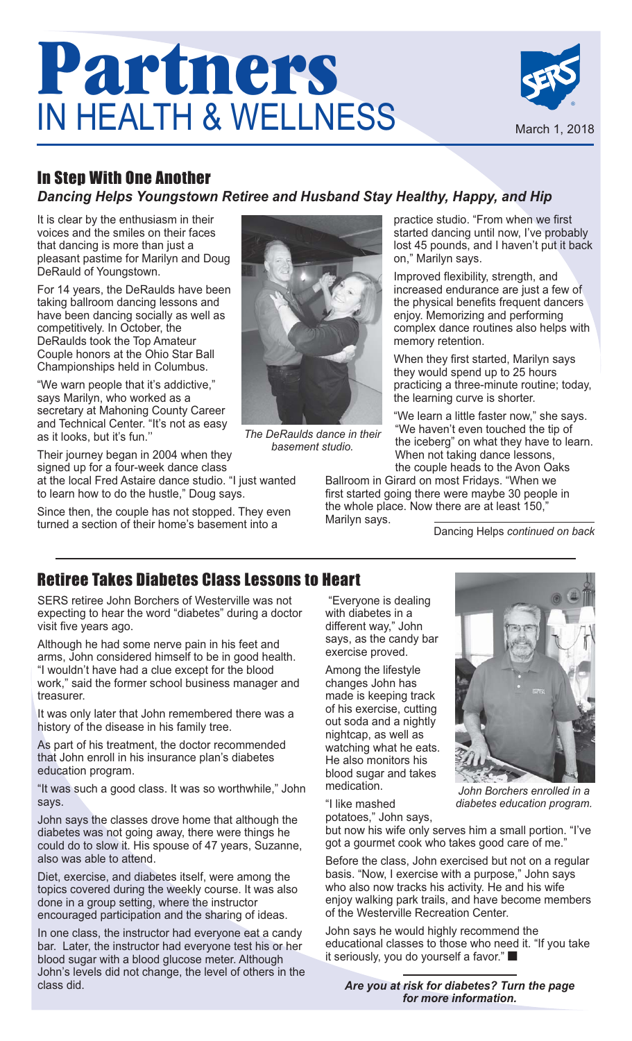# Partners IN HEALTH & WELLNESS

March 1, 2018

## In Step With One Another

### *Dancing Helps Youngstown Retiree and Husband Stay Healthy, Happy, and Hip*

It is clear by the enthusiasm in their voices and the smiles on their faces that dancing is more than just a pleasant pastime for Marilyn and Doug DeRauld of Youngstown.

For 14 years, the DeRaulds have been taking ballroom dancing lessons and have been dancing socially as well as competitively. In October, the DeRaulds took the Top Amateur Couple honors at the Ohio Star Ball Championships held in Columbus.

"We warn people that it's addictive," says Marilyn, who worked as a secretary at Mahoning County Career and Technical Center. "It's not as easy as it looks, but it's fun."

*The DeRaulds dance in their basement studio.*

Their journey began in 2004 when they signed up for a four-week dance class at the local Fred Astaire dance studio. "I just wanted to learn how to do the hustle," Doug says.

Since then, the couple has not stopped. They even turned a section of their home's basement into a practice studio. "From when we first started dancing until now, I've probably lost 45 pounds, and I haven't put it back on," Marilyn says.

Improved flexibility, strength, and increased endurance are just a few of the physical benefits frequent dancers enjoy. Memorizing and performing complex dance routines also helps with memory retention.

When they first started, Marilyn says they would spend up to 25 hours practicing a three-minute routine; today, the learning curve is shorter.

"We learn a little faster now," she says. "We haven't even touched the tip of the iceberg" on what they have to learn. When not taking dance lessons, the couple heads to the Avon Oaks Ballroom in Girard on most Fridays. "When we first started going there were maybe 30 people in the whole place. Now there are at least 150," Marilyn says.

Dancing Helps *continued on back*

## Retiree Takes Diabetes Class Lessons to Heart

SERS retiree John Borchers of Westerville was not expecting to hear the word "diabetes" during a doctor visit five years ago.

Although he had some nerve pain in his feet and arms, John considered himself to be in good health. "I wouldn't have had a clue except for the blood work," said the former school business manager and treasurer.

It was only later that John remembered there was a history of the disease in his family tree.

As part of his treatment, the doctor recommended that John enroll in his insurance plan's diabetes education program.

"It was such a good class. It was so worthwhile," John says.

John says the classes drove home that although the diabetes was not going away, there were things he could do to slow it. His spouse of 47 years, Suzanne, also was able to attend.

Diet, exercise, and diabetes itself, were among the topics covered during the weekly course. It was also done in a group setting, where the instructor encouraged participation and the sharing of ideas.

In one class, the instructor had everyone eat a candy bar. Later, the instructor had everyone test his or her blood sugar with a blood glucose meter. Although John's levels did not change, the level of others in the class did.

"Everyone is dealing with diabetes in a different way," John says, as the candy bar exercise proved.

Among the lifestyle changes John has made is keeping track of his exercise, cutting out soda and a nightly nightcap, as well as watching what he eats. He also monitors his blood sugar and takes medication.

*John Borchers enrolled in a diabetes education program.*

"I like mashed potatoes," John says, but now his wife only serves him a small portion. "I've got a gourmet cook who takes good care of me."

Before the class, John exercised but not on a regular basis. "Now, I exercise with a purpose," John says who also now tracks his activity. He and his wife enjoy walking park trails, and have become members of the Westerville Recreation Center.

John says he would highly recommend the educational classes to those who need it. "If you take it seriously, you do yourself a favor." ■

***Are you at risk for diabetes? Turn the page for more information.***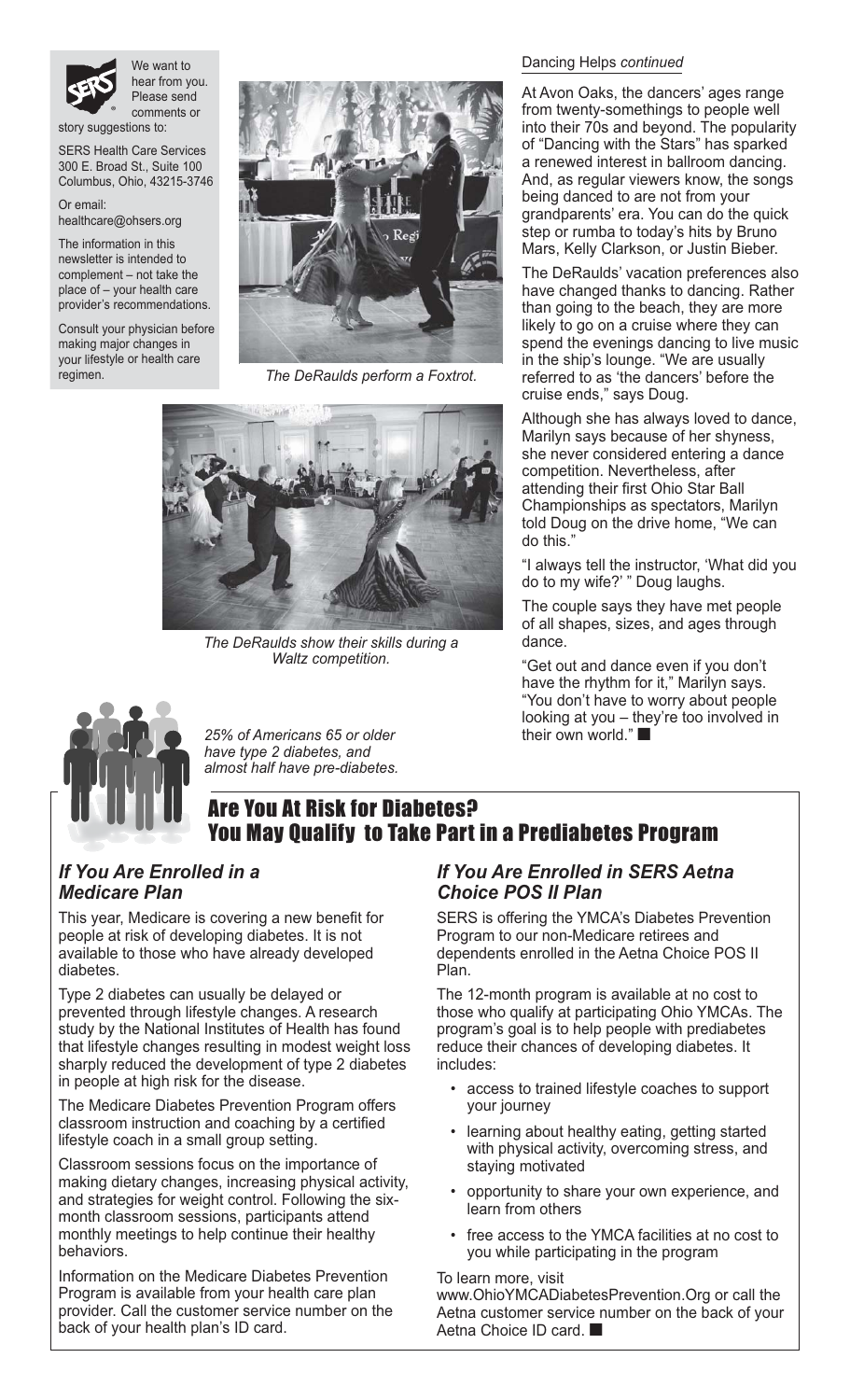We want to hear from you. Please send comments or story suggestions to:

SERS Health Care Services
300 E. Broad St., Suite 100
Columbus, Ohio, 43215-3746

Or email:
healthcare@ohsers.org

The information in this newsletter is intended to complement – not take the place of – your health care provider's recommendations.

Consult your physician before making major changes in your lifestyle or health care regimen.

*The DeRaulds perform a Foxtrot.*

*The DeRaulds show their skills during a Waltz competition.*

Dancing Helps *continued*

At Avon Oaks, the dancers' ages range from twenty-somethings to people well into their 70s and beyond. The popularity of "Dancing with the Stars" has sparked a renewed interest in ballroom dancing. And, as regular viewers know, the songs being danced to are not from your grandparents' era. You can do the quick step or rumba to today's hits by Bruno Mars, Kelly Clarkson, or Justin Bieber.

The DeRaulds' vacation preferences also have changed thanks to dancing. Rather than going to the beach, they are more likely to go on a cruise where they can spend the evenings dancing to live music in the ship's lounge. "We are usually referred to as 'the dancers' before the cruise ends," says Doug.

Although she has always loved to dance, Marilyn says because of her shyness, she never considered entering a dance competition. Nevertheless, after attending their first Ohio Star Ball Championships as spectators, Marilyn told Doug on the drive home, "We can do this."

"I always tell the instructor, 'What did you do to my wife?' " Doug laughs.

The couple says they have met people of all shapes, sizes, and ages through dance.

"Get out and dance even if you don't have the rhythm for it," Marilyn says. "You don't have to worry about people looking at you – they're too involved in their own world." ■

*25% of Americans 65 or older have type 2 diabetes, and almost half have pre-diabetes.*

## Are You At Risk for Diabetes? You May Qualify to Take Part in a Prediabetes Program

### *If You Are Enrolled in a Medicare Plan*

This year, Medicare is covering a new benefit for people at risk of developing diabetes. It is not available to those who have already developed diabetes.

Type 2 diabetes can usually be delayed or prevented through lifestyle changes. A research study by the National Institutes of Health has found that lifestyle changes resulting in modest weight loss sharply reduced the development of type 2 diabetes in people at high risk for the disease.

The Medicare Diabetes Prevention Program offers classroom instruction and coaching by a certified lifestyle coach in a small group setting.

Classroom sessions focus on the importance of making dietary changes, increasing physical activity, and strategies for weight control. Following the six-month classroom sessions, participants attend monthly meetings to help continue their healthy behaviors.

Information on the Medicare Diabetes Prevention Program is available from your health care plan provider. Call the customer service number on the back of your health plan's ID card.

### *If You Are Enrolled in SERS Aetna Choice POS II Plan*

SERS is offering the YMCA's Diabetes Prevention Program to our non-Medicare retirees and dependents enrolled in the Aetna Choice POS II Plan.

The 12-month program is available at no cost to those who qualify at participating Ohio YMCAs. The program's goal is to help people with prediabetes reduce their chances of developing diabetes. It includes:

- access to trained lifestyle coaches to support your journey
- learning about healthy eating, getting started with physical activity, overcoming stress, and staying motivated
- opportunity to share your own experience, and learn from others
- free access to the YMCA facilities at no cost to you while participating in the program

To learn more, visit www.OhioYMCADiabetesPrevention.Org or call the Aetna customer service number on the back of your Aetna Choice ID card. ■